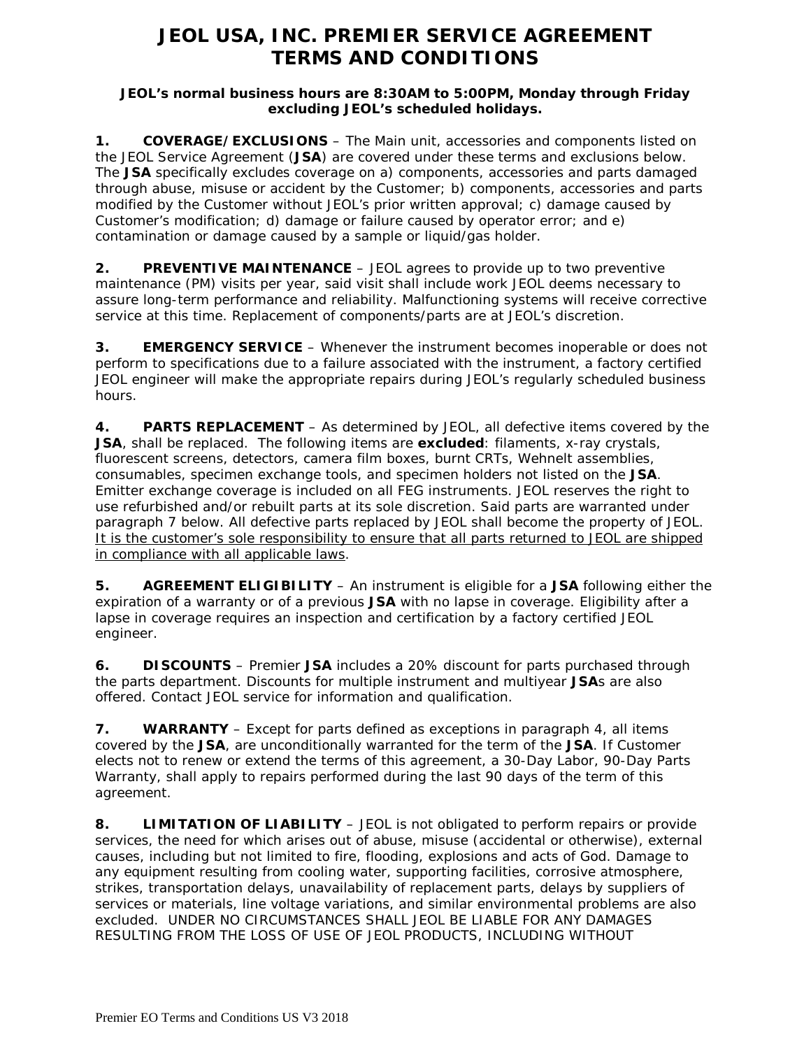# JEOL USA, INC. PREMIER SERVICE AGREEMENT TERMS AND CONDITIONS

**JEOL's normal business hours are 8:30AM to 5:00PM, Monday through Friday excluding JEOL's scheduled holidays.**

**1. COVERAGE/EXCLUSIONS** – The Main unit, accessories and components listed on the JEOL Service Agreement (**JSA**) are covered under these terms and exclusions below. The **JSA** specifically excludes coverage on a) components, accessories and parts damaged through abuse, misuse or accident by the Customer; b) components, accessories and parts modified by the Customer without JEOL's prior written approval; c) damage caused by Customer's modification; d) damage or failure caused by operator error; and e) contamination or damage caused by a sample or liquid/gas holder.

**2. PREVENTIVE MAINTENANCE** – JEOL agrees to provide up to two preventive maintenance (PM) visits per year, said visit shall include work JEOL deems necessary to assure long-term performance and reliability. Malfunctioning systems will receive corrective service at this time. Replacement of components/parts are at JEOL's discretion.

**3. EMERGENCY SERVICE** – Whenever the instrument becomes inoperable or does not perform to specifications due to a failure associated with the instrument, a factory certified JEOL engineer will make the appropriate repairs during JEOL's regularly scheduled business hours.

**4. PARTS REPLACEMENT** – As determined by JEOL, all defective items covered by the **JSA**, shall be replaced. The following items are **excluded**: filaments, x-ray crystals, fluorescent screens, detectors, camera film boxes, burnt CRTs, Wehnelt assemblies, consumables, specimen exchange tools, and specimen holders not listed on the **JSA**. Emitter exchange coverage is included on all FEG instruments. JEOL reserves the right to use refurbished and/or rebuilt parts at its sole discretion. Said parts are warranted under paragraph 7 below. All defective parts replaced by JEOL shall become the property of JEOL. <u>It is the customer's sole responsibility to ensure that all parts returned to JEOL are shipped in compliance with all applicable laws</u>.

**5. AGREEMENT ELIGIBILITY** – An instrument is eligible for a **JSA** following either the expiration of a warranty or of a previous **JSA** with no lapse in coverage. Eligibility after a lapse in coverage requires an inspection and certification by a factory certified JEOL engineer.

**6. DISCOUNTS** – Premier **JSA** includes a 20% discount for parts purchased through the parts department. Discounts for multiple instrument and multiyear **JSA**s are also offered. Contact JEOL service for information and qualification.

**7. WARRANTY** – Except for parts defined as exceptions in paragraph 4, all items covered by the **JSA**, are unconditionally warranted for the term of the **JSA**. If Customer elects not to renew or extend the terms of this agreement, a 30-Day Labor, 90-Day Parts Warranty, shall apply to repairs performed during the last 90 days of the term of this agreement.

**8. LIMITATION OF LIABILITY** – JEOL is not obligated to perform repairs or provide services, the need for which arises out of abuse, misuse (accidental or otherwise), external causes, including but not limited to fire, flooding, explosions and acts of God. Damage to any equipment resulting from cooling water, supporting facilities, corrosive atmosphere, strikes, transportation delays, unavailability of replacement parts, delays by suppliers of services or materials, line voltage variations, and similar environmental problems are also excluded. UNDER NO CIRCUMSTANCES SHALL JEOL BE LIABLE FOR ANY DAMAGES RESULTING FROM THE LOSS OF USE OF JEOL PRODUCTS, INCLUDING WITHOUT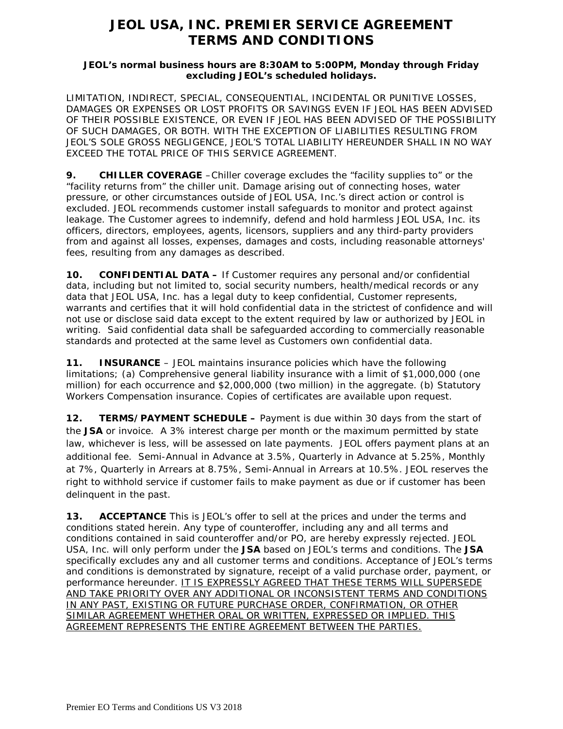# JEOL USA, INC. PREMIER SERVICE AGREEMENT TERMS AND CONDITIONS

**JEOL's normal business hours are 8:30AM to 5:00PM, Monday through Friday excluding JEOL's scheduled holidays.**

LIMITATION, INDIRECT, SPECIAL, CONSEQUENTIAL, INCIDENTAL OR PUNITIVE LOSSES, DAMAGES OR EXPENSES OR LOST PROFITS OR SAVINGS EVEN IF JEOL HAS BEEN ADVISED OF THEIR POSSIBLE EXISTENCE, OR EVEN IF JEOL HAS BEEN ADVISED OF THE POSSIBILITY OF SUCH DAMAGES, OR BOTH. WITH THE EXCEPTION OF LIABILITIES RESULTING FROM JEOL'S SOLE GROSS NEGLIGENCE, JEOL'S TOTAL LIABILITY HEREUNDER SHALL IN NO WAY EXCEED THE TOTAL PRICE OF THIS SERVICE AGREEMENT.

**9. CHILLER COVERAGE** –Chiller coverage excludes the "facility supplies to" or the "facility returns from" the chiller unit. Damage arising out of connecting hoses, water pressure, or other circumstances outside of JEOL USA, Inc.'s direct action or control is excluded. JEOL recommends customer install safeguards to monitor and protect against leakage. The Customer agrees to indemnify, defend and hold harmless JEOL USA, Inc. its officers, directors, employees, agents, licensors, suppliers and any third-party providers from and against all losses, expenses, damages and costs, including reasonable attorneys' fees, resulting from any damages as described.

**10. CONFIDENTIAL DATA –** If Customer requires any personal and/or confidential data, including but not limited to, social security numbers, health/medical records or any data that JEOL USA, Inc. has a legal duty to keep confidential, Customer represents, warrants and certifies that it will hold confidential data in the strictest of confidence and will not use or disclose said data except to the extent required by law or authorized by JEOL in writing. Said confidential data shall be safeguarded according to commercially reasonable standards and protected at the same level as Customers own confidential data.

**11. INSURANCE** – JEOL maintains insurance policies which have the following limitations; (a) Comprehensive general liability insurance with a limit of $1,000,000 (one million) for each occurrence and $2,000,000 (two million) in the aggregate. (b) Statutory Workers Compensation insurance. Copies of certificates are available upon request.

**12. TERMS/PAYMENT SCHEDULE –** Payment is due within 30 days from the start of the **JSA** or invoice. A 3% interest charge per month or the maximum permitted by state law, whichever is less, will be assessed on late payments. JEOL offers payment plans at an additional fee. Semi-Annual in Advance at 3.5%, Quarterly in Advance at 5.25%, Monthly at 7%, Quarterly in Arrears at 8.75%, Semi-Annual in Arrears at 10.5%. JEOL reserves the right to withhold service if customer fails to make payment as due or if customer has been delinquent in the past.

**13. ACCEPTANCE** This is JEOL's offer to sell at the prices and under the terms and conditions stated herein. Any type of counteroffer, including any and all terms and conditions contained in said counteroffer and/or PO, are hereby expressly rejected. JEOL USA, Inc. will only perform under the **JSA** based on JEOL's terms and conditions. The **JSA** specifically excludes any and all customer terms and conditions. Acceptance of JEOL's terms and conditions is demonstrated by signature, receipt of a valid purchase order, payment, or performance hereunder. <u>IT IS EXPRESSLY AGREED THAT THESE TERMS WILL SUPERSEDE AND TAKE PRIORITY OVER ANY ADDITIONAL OR INCONSISTENT TERMS AND CONDITIONS IN ANY PAST, EXISTING OR FUTURE PURCHASE ORDER, CONFIRMATION, OR OTHER SIMILAR AGREEMENT WHETHER ORAL OR WRITTEN, EXPRESSED OR IMPLIED. THIS AGREEMENT REPRESENTS THE ENTIRE AGREEMENT BETWEEN THE PARTIES.</u>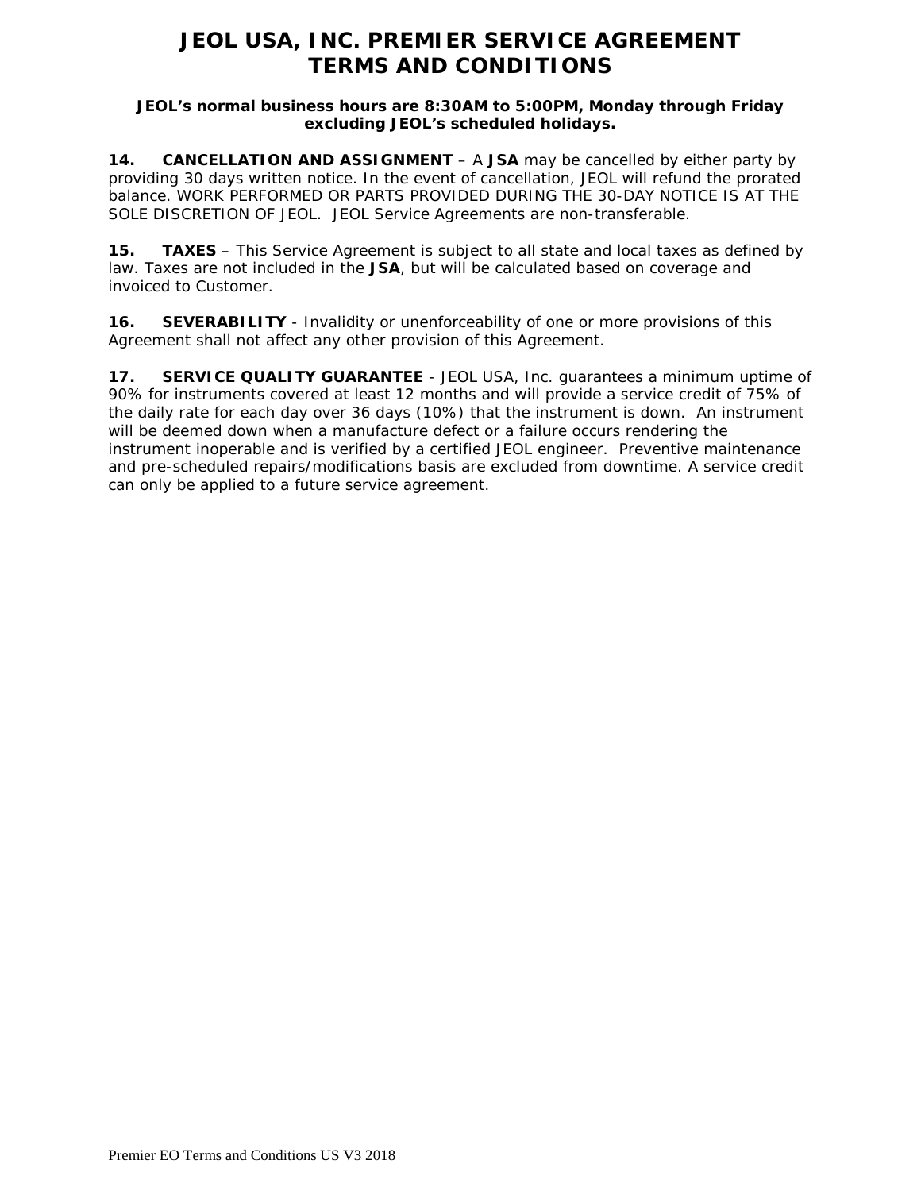# JEOL USA, INC. PREMIER SERVICE AGREEMENT TERMS AND CONDITIONS

**JEOL's normal business hours are 8:30AM to 5:00PM, Monday through Friday excluding JEOL's scheduled holidays.**

**14. CANCELLATION AND ASSIGNMENT** – A **JSA** may be cancelled by either party by providing 30 days written notice. In the event of cancellation, JEOL will refund the prorated balance. WORK PERFORMED OR PARTS PROVIDED DURING THE 30-DAY NOTICE IS AT THE SOLE DISCRETION OF JEOL. JEOL Service Agreements are non-transferable.

**15. TAXES** – This Service Agreement is subject to all state and local taxes as defined by law. Taxes are not included in the **JSA**, but will be calculated based on coverage and invoiced to Customer.

**16. SEVERABILITY** - Invalidity or unenforceability of one or more provisions of this Agreement shall not affect any other provision of this Agreement.

**17. SERVICE QUALITY GUARANTEE** - JEOL USA, Inc. guarantees a minimum uptime of 90% for instruments covered at least 12 months and will provide a service credit of 75% of the daily rate for each day over 36 days (10%) that the instrument is down. An instrument will be deemed down when a manufacture defect or a failure occurs rendering the instrument inoperable and is verified by a certified JEOL engineer. Preventive maintenance and pre-scheduled repairs/modifications basis are excluded from downtime. A service credit can only be applied to a future service agreement.